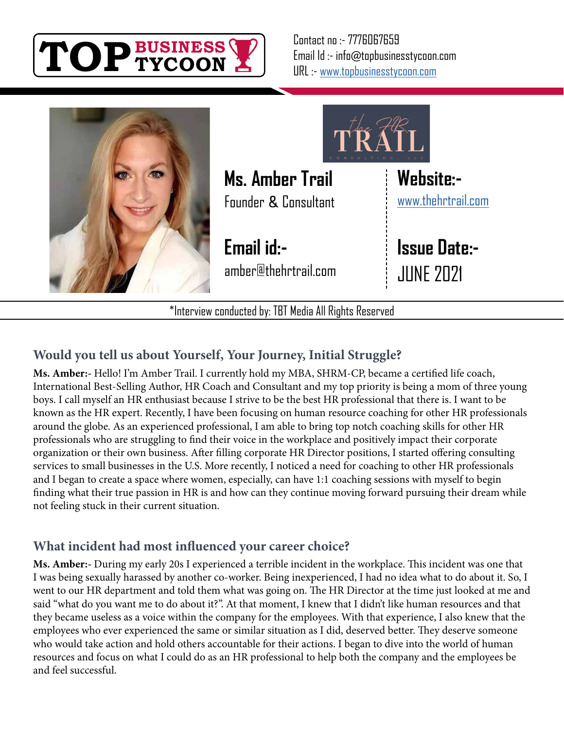Contact no :- 7776067659
Email Id :- info@topbusinesstycoon.com
URL :- www.topbusinesstycoon.com

**Ms. Amber Trail**
Founder & Consultant

**Email id:-**
amber@thehrtrail.com

**Website:-**
www.thehrtrail.com

**Issue Date:-**
JUNE 2021

*Interview conducted by: TBT Media All Rights Reserved

## Would you tell us about Yourself, Your Journey, Initial Struggle?

**Ms. Amber:**- Hello! I'm Amber Trail. I currently hold my MBA, SHRM-CP, became a certified life coach, International Best-Selling Author, HR Coach and Consultant and my top priority is being a mom of three young boys. I call myself an HR enthusiast because I strive to be the best HR professional that there is. I want to be known as the HR expert. Recently, I have been focusing on human resource coaching for other HR professionals around the globe. As an experienced professional, I am able to bring top notch coaching skills for other HR professionals who are struggling to find their voice in the workplace and positively impact their corporate organization or their own business. After filling corporate HR Director positions, I started offering consulting services to small businesses in the U.S. More recently, I noticed a need for coaching to other HR professionals and I began to create a space where women, especially, can have 1:1 coaching sessions with myself to begin finding what their true passion in HR is and how can they continue moving forward pursuing their dream while not feeling stuck in their current situation.

## What incident had most influenced your career choice?

**Ms. Amber:**- During my early 20s I experienced a terrible incident in the workplace. This incident was one that I was being sexually harassed by another co-worker. Being inexperienced, I had no idea what to do about it. So, I went to our HR department and told them what was going on. The HR Director at the time just looked at me and said "what do you want me to do about it?". At that moment, I knew that I didn't like human resources and that they became useless as a voice within the company for the employees. With that experience, I also knew that the employees who ever experienced the same or similar situation as I did, deserved better. They deserve someone who would take action and hold others accountable for their actions. I began to dive into the world of human resources and focus on what I could do as an HR professional to help both the company and the employees be and feel successful.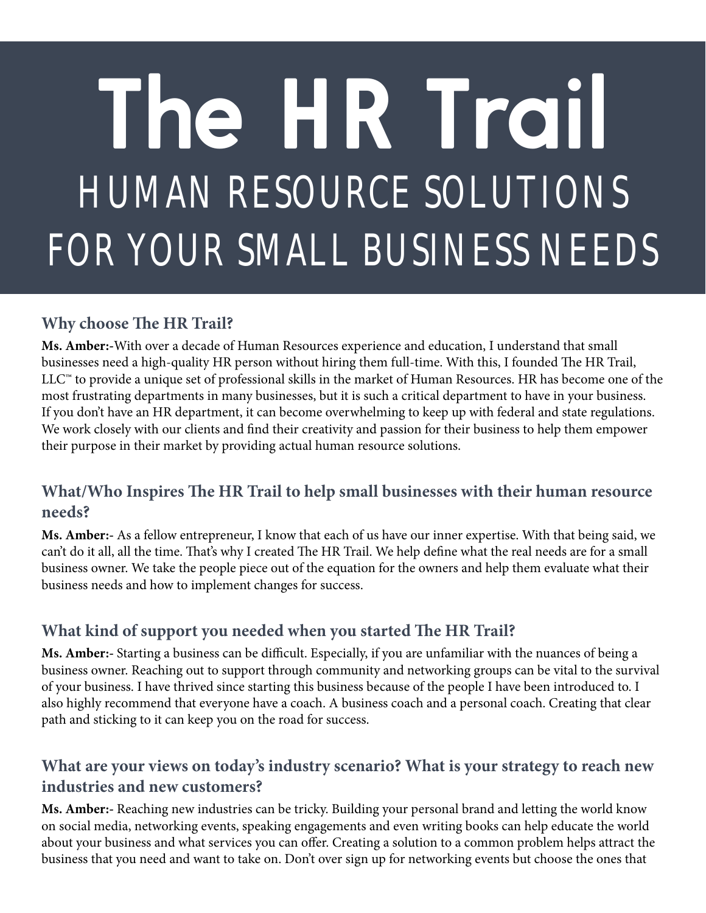# The HR Trail

## HUMAN RESOURCE SOLUTIONS FOR YOUR SMALL BUSINESS NEEDS

### Why choose The HR Trail?

**Ms. Amber:**-With over a decade of Human Resources experience and education, I understand that small businesses need a high-quality HR person without hiring them full-time. With this, I founded The HR Trail, LLC™ to provide a unique set of professional skills in the market of Human Resources. HR has become one of the most frustrating departments in many businesses, but it is such a critical department to have in your business. If you don't have an HR department, it can become overwhelming to keep up with federal and state regulations. We work closely with our clients and find their creativity and passion for their business to help them empower their purpose in their market by providing actual human resource solutions.

### What/Who Inspires The HR Trail to help small businesses with their human resource needs?

**Ms. Amber:**- As a fellow entrepreneur, I know that each of us have our inner expertise. With that being said, we can't do it all, all the time. That's why I created The HR Trail. We help define what the real needs are for a small business owner. We take the people piece out of the equation for the owners and help them evaluate what their business needs and how to implement changes for success.

### What kind of support you needed when you started The HR Trail?

**Ms. Amber:**- Starting a business can be difficult. Especially, if you are unfamiliar with the nuances of being a business owner. Reaching out to support through community and networking groups can be vital to the survival of your business. I have thrived since starting this business because of the people I have been introduced to. I also highly recommend that everyone have a coach. A business coach and a personal coach. Creating that clear path and sticking to it can keep you on the road for success.

### What are your views on today's industry scenario? What is your strategy to reach new industries and new customers?

**Ms. Amber:**- Reaching new industries can be tricky. Building your personal brand and letting the world know on social media, networking events, speaking engagements and even writing books can help educate the world about your business and what services you can offer. Creating a solution to a common problem helps attract the business that you need and want to take on. Don't over sign up for networking events but choose the ones that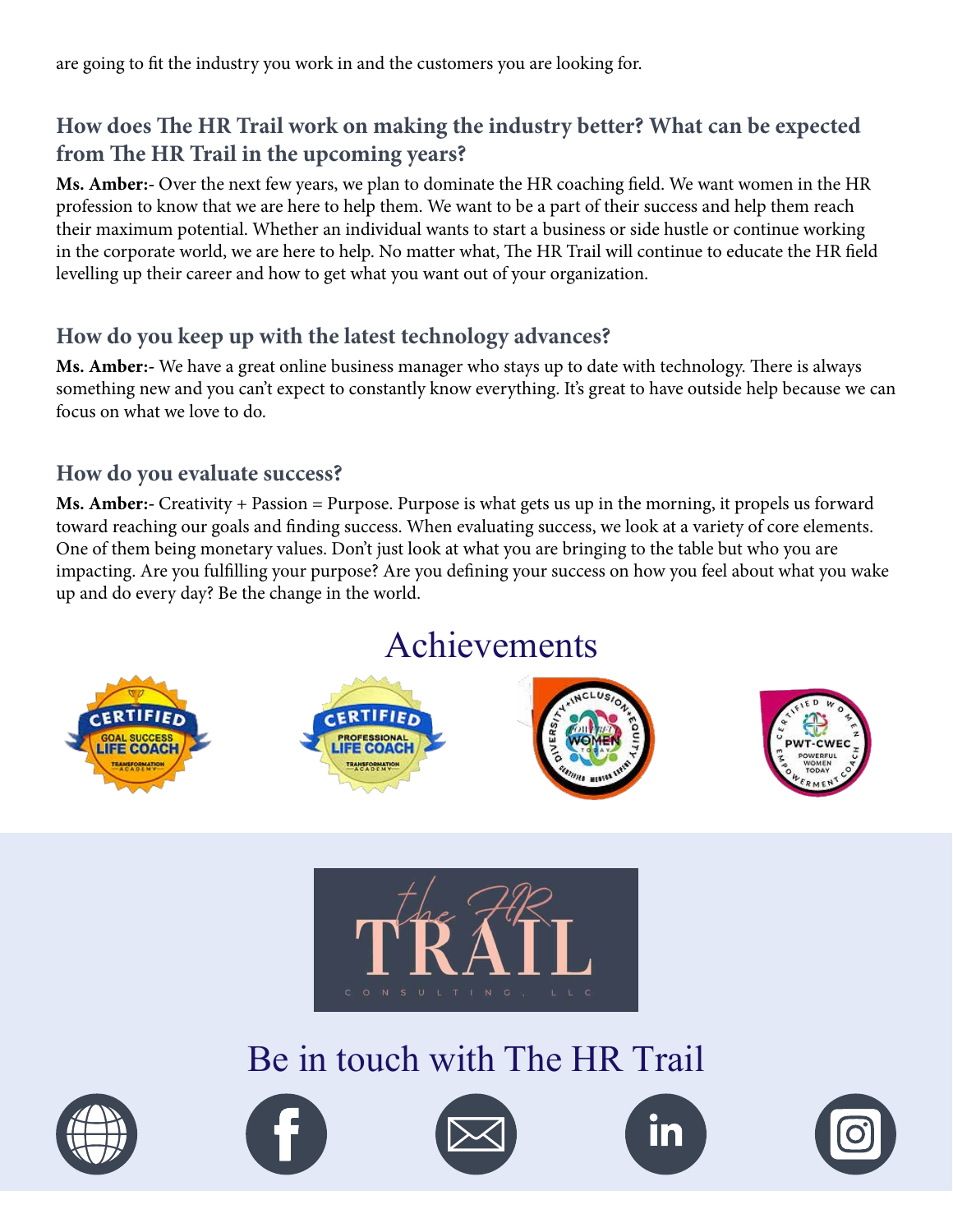are going to fit the industry you work in and the customers you are looking for.

### How does The HR Trail work on making the industry better? What can be expected from The HR Trail in the upcoming years?

**Ms. Amber:**- Over the next few years, we plan to dominate the HR coaching field. We want women in the HR profession to know that we are here to help them. We want to be a part of their success and help them reach their maximum potential. Whether an individual wants to start a business or side hustle or continue working in the corporate world, we are here to help. No matter what, The HR Trail will continue to educate the HR field levelling up their career and how to get what you want out of your organization.

### How do you keep up with the latest technology advances?

**Ms. Amber:**- We have a great online business manager who stays up to date with technology. There is always something new and you can't expect to constantly know everything. It's great to have outside help because we can focus on what we love to do.

### How do you evaluate success?

**Ms. Amber:**- Creativity + Passion = Purpose. Purpose is what gets us up in the morning, it propels us forward toward reaching our goals and finding success. When evaluating success, we look at a variety of core elements. One of them being monetary values. Don't just look at what you are bringing to the table but who you are impacting. Are you fulfilling your purpose? Are you defining your success on how you feel about what you wake up and do every day? Be the change in the world.

## Achievements

CERTIFIED GOAL SUCCESS LIFE COACH TRANSFORMATION ACADEMY

CERTIFIED PROFESSIONAL LIFE COACH TRANSFORMATION ACADEMY

DIVERSITY+INCLUSION+EQUITY POWERFUL WOMEN TODAY CERTIFIED MENTOR EXPERT

CERTIFIED WOMEN EMPOWERMENT COACH PWT-CWEC POWERFUL WOMEN TODAY

the HR TRAIL CONSULTING, LLC

## Be in touch with The HR Trail